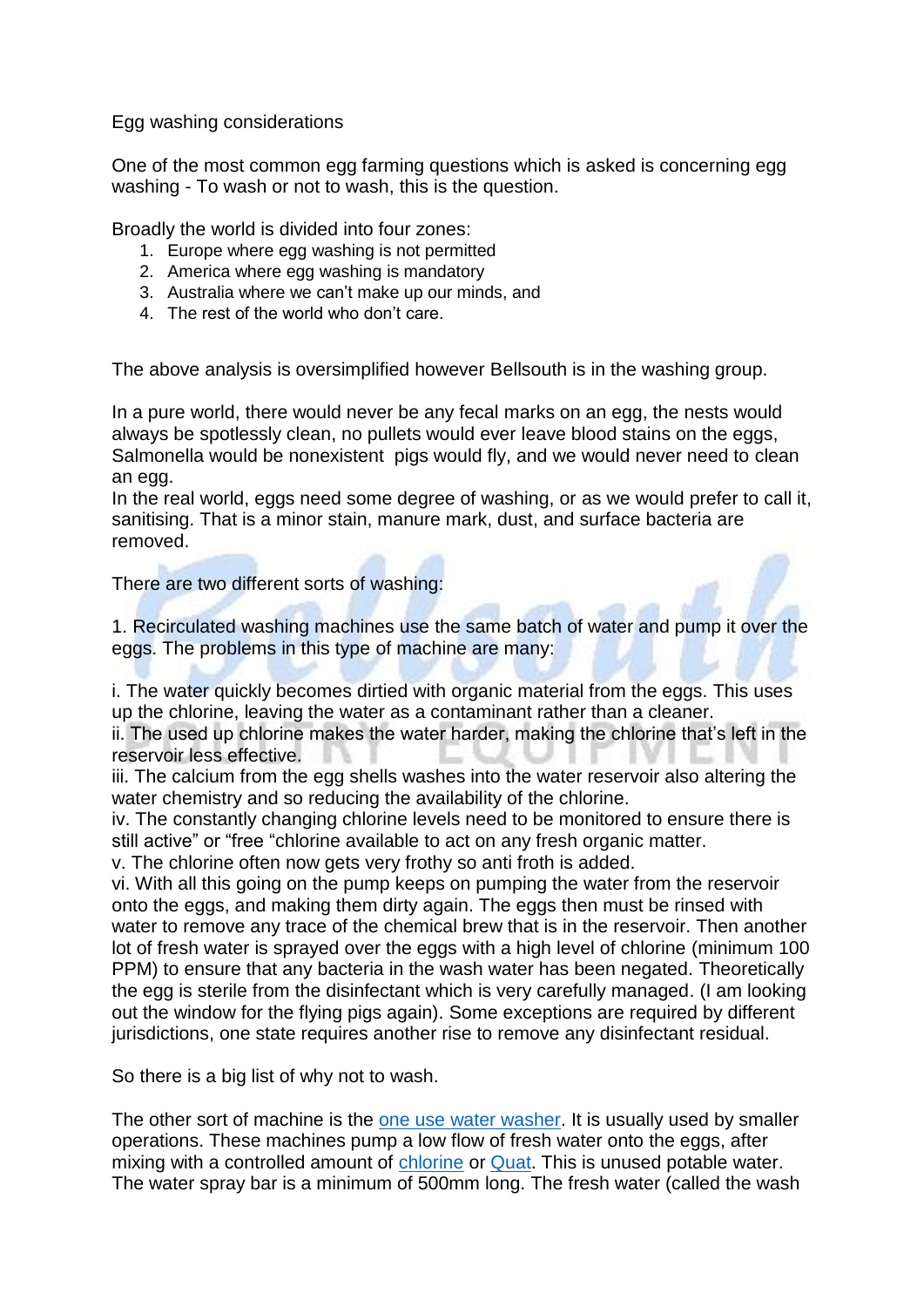# Egg washing considerations

One of the most common egg farming questions which is asked is concerning egg washing - To wash or not to wash, this is the question.

Broadly the world is divided into four zones:

1. Europe where egg washing is not permitted
2. America where egg washing is mandatory
3. Australia where we can't make up our minds, and
4. The rest of the world who don't care.

The above analysis is oversimplified however Bellsouth is in the washing group.

In a pure world, there would never be any fecal marks on an egg, the nests would always be spotlessly clean, no pullets would ever leave blood stains on the eggs, Salmonella would be nonexistent pigs would fly, and we would never need to clean an egg.

In the real world, eggs need some degree of washing, or as we would prefer to call it, sanitising. That is a minor stain, manure mark, dust, and surface bacteria are removed.

There are two different sorts of washing:

1. Recirculated washing machines use the same batch of water and pump it over the eggs. The problems in this type of machine are many:

i. The water quickly becomes dirtied with organic material from the eggs. This uses up the chlorine, leaving the water as a contaminant rather than a cleaner.

ii. The used up chlorine makes the water harder, making the chlorine that's left in the reservoir less effective.

iii. The calcium from the egg shells washes into the water reservoir also altering the water chemistry and so reducing the availability of the chlorine.

iv. The constantly changing chlorine levels need to be monitored to ensure there is still active" or "free "chlorine available to act on any fresh organic matter.

v. The chlorine often now gets very frothy so anti froth is added.

vi. With all this going on the pump keeps on pumping the water from the reservoir onto the eggs, and making them dirty again. The eggs then must be rinsed with water to remove any trace of the chemical brew that is in the reservoir. Then another lot of fresh water is sprayed over the eggs with a high level of chlorine (minimum 100 PPM) to ensure that any bacteria in the wash water has been negated. Theoretically the egg is sterile from the disinfectant which is very carefully managed. (I am looking out the window for the flying pigs again). Some exceptions are required by different jurisdictions, one state requires another rise to remove any disinfectant residual.

So there is a big list of why not to wash.

The other sort of machine is the one use water washer. It is usually used by smaller operations. These machines pump a low flow of fresh water onto the eggs, after mixing with a controlled amount of chlorine or Quat. This is unused potable water. The water spray bar is a minimum of 500mm long. The fresh water (called the wash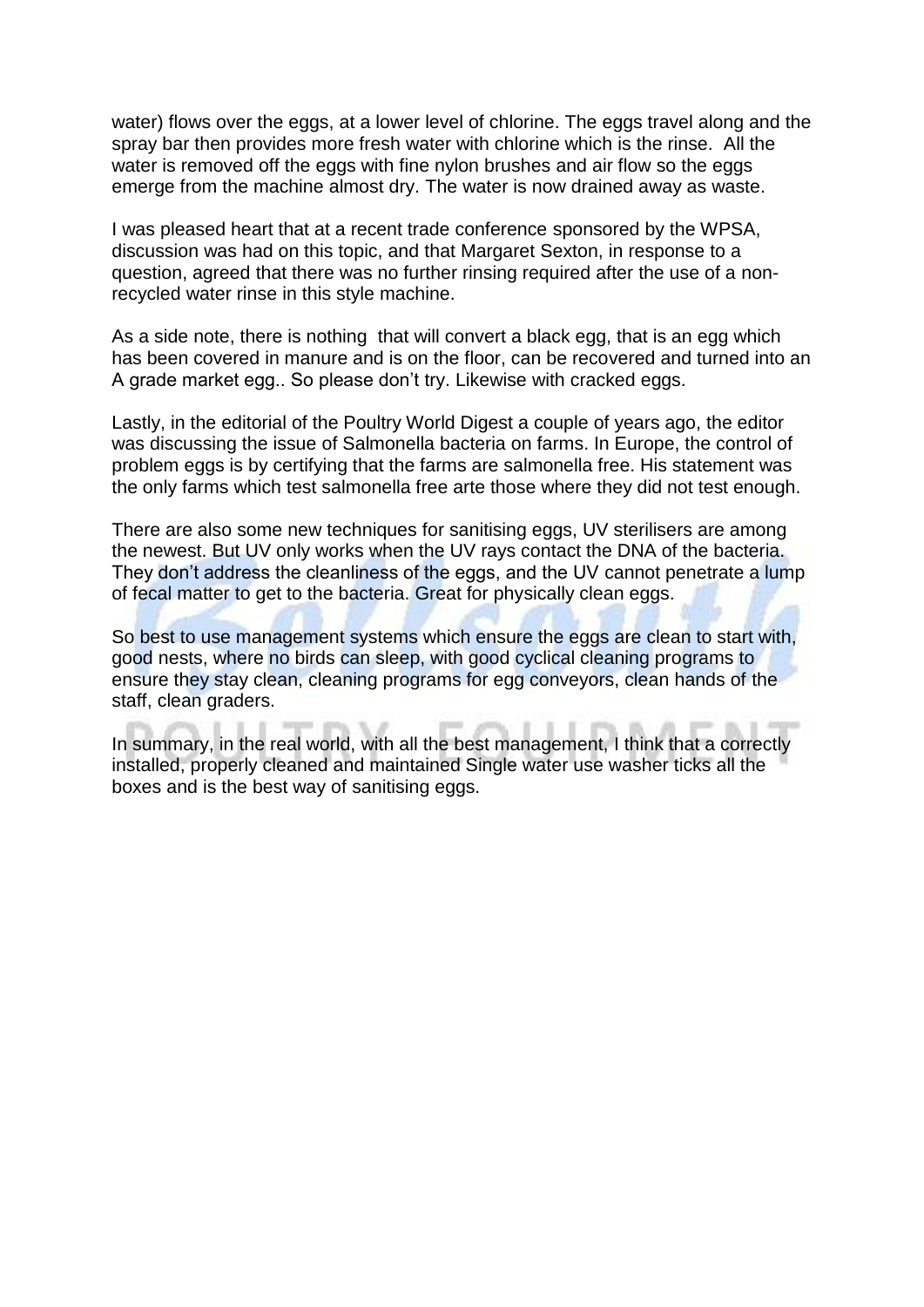water) flows over the eggs, at a lower level of chlorine. The eggs travel along and the spray bar then provides more fresh water with chlorine which is the rinse. All the water is removed off the eggs with fine nylon brushes and air flow so the eggs emerge from the machine almost dry. The water is now drained away as waste.

I was pleased heart that at a recent trade conference sponsored by the WPSA, discussion was had on this topic, and that Margaret Sexton, in response to a question, agreed that there was no further rinsing required after the use of a non-recycled water rinse in this style machine.

As a side note, there is nothing that will convert a black egg, that is an egg which has been covered in manure and is on the floor, can be recovered and turned into an A grade market egg.. So please don't try. Likewise with cracked eggs.

Lastly, in the editorial of the Poultry World Digest a couple of years ago, the editor was discussing the issue of Salmonella bacteria on farms. In Europe, the control of problem eggs is by certifying that the farms are salmonella free. His statement was the only farms which test salmonella free arte those where they did not test enough.

There are also some new techniques for sanitising eggs, UV sterilisers are among the newest. But UV only works when the UV rays contact the DNA of the bacteria. They don't address the cleanliness of the eggs, and the UV cannot penetrate a lump of fecal matter to get to the bacteria. Great for physically clean eggs.

So best to use management systems which ensure the eggs are clean to start with, good nests, where no birds can sleep, with good cyclical cleaning programs to ensure they stay clean, cleaning programs for egg conveyors, clean hands of the staff, clean graders.

In summary, in the real world, with all the best management, I think that a correctly installed, properly cleaned and maintained Single water use washer ticks all the boxes and is the best way of sanitising eggs.